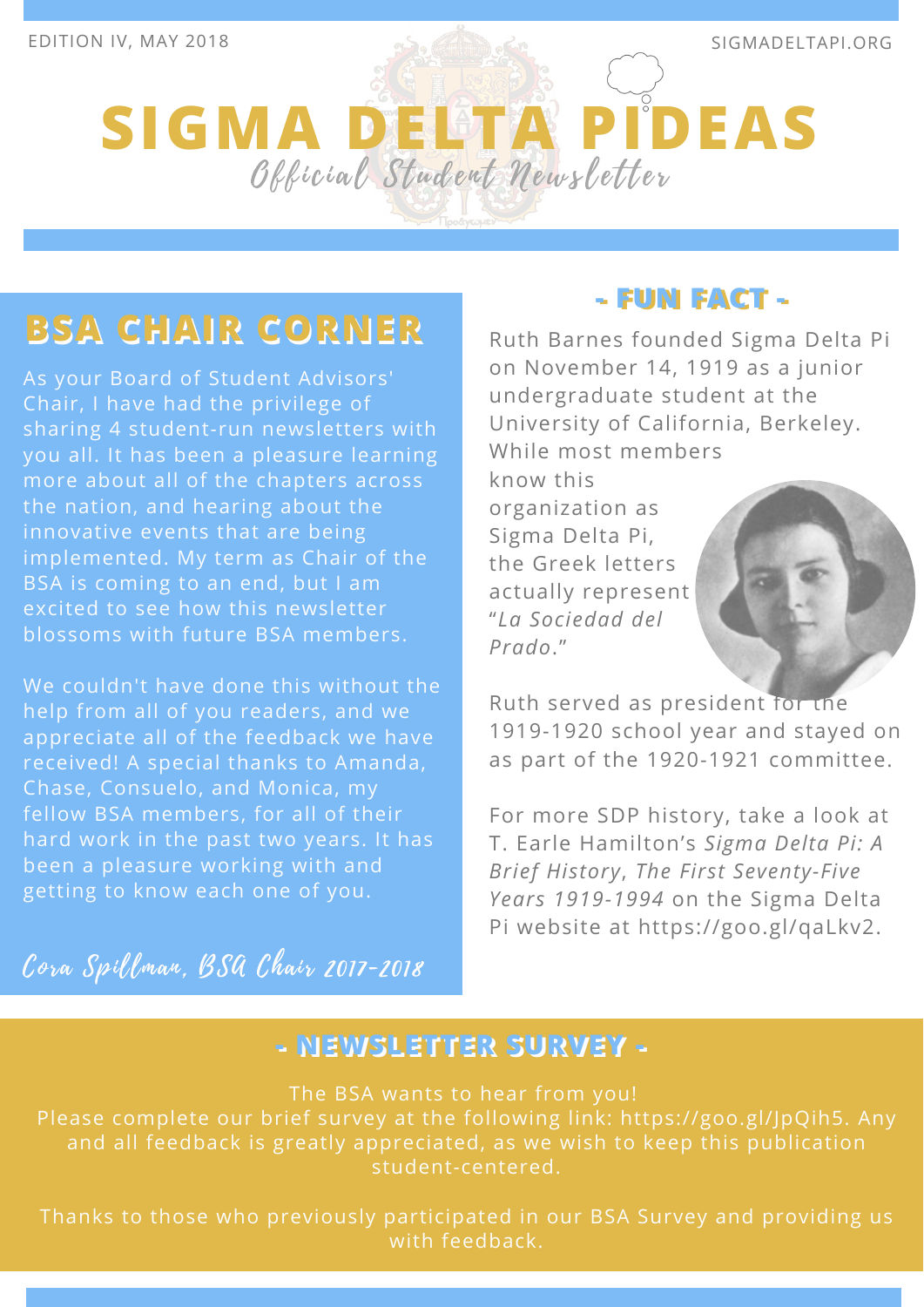EDITION IV, MAY 2018

SIGMADELTAPI.ORG

# SIGMA DELTA PIDEAS

*Official Student Newsletter*

## BSA CHAIR CORNER

As your Board of Student Advisors' Chair, I have had the privilege of sharing 4 student-run newsletters with you all. It has been a pleasure learning more about all of the chapters across the nation, and hearing about the innovative events that are being implemented. My term as Chair of the BSA is coming to an end, but I am excited to see how this newsletter blossoms with future BSA members.

We couldn't have done this without the help from all of you readers, and we appreciate all of the feedback we have received! A special thanks to Amanda, Chase, Consuelo, and Monica, my fellow BSA members, for all of their hard work in the past two years. It has been a pleasure working with and getting to know each one of you.

*Cora Spillman, BSA Chair 2017-2018*

## - FUN FACT -

Ruth Barnes founded Sigma Delta Pi on November 14, 1919 as a junior undergraduate student at the University of California, Berkeley. While most members know this organization as Sigma Delta Pi, the Greek letters actually represent "*La Sociedad del Prado*."

Ruth served as president for the 1919-1920 school year and stayed on as part of the 1920-1921 committee.

For more SDP history, take a look at T. Earle Hamilton's *Sigma Delta Pi: A Brief History, The First Seventy-Five Years 1919-1994* on the Sigma Delta Pi website at https://goo.gl/qaLkv2.

## - NEWSLETTER SURVEY -

The BSA wants to hear from you!
Please complete our brief survey at the following link: https://goo.gl/JpQih5. Any and all feedback is greatly appreciated, as we wish to keep this publication student-centered.

Thanks to those who previously participated in our BSA Survey and providing us with feedback.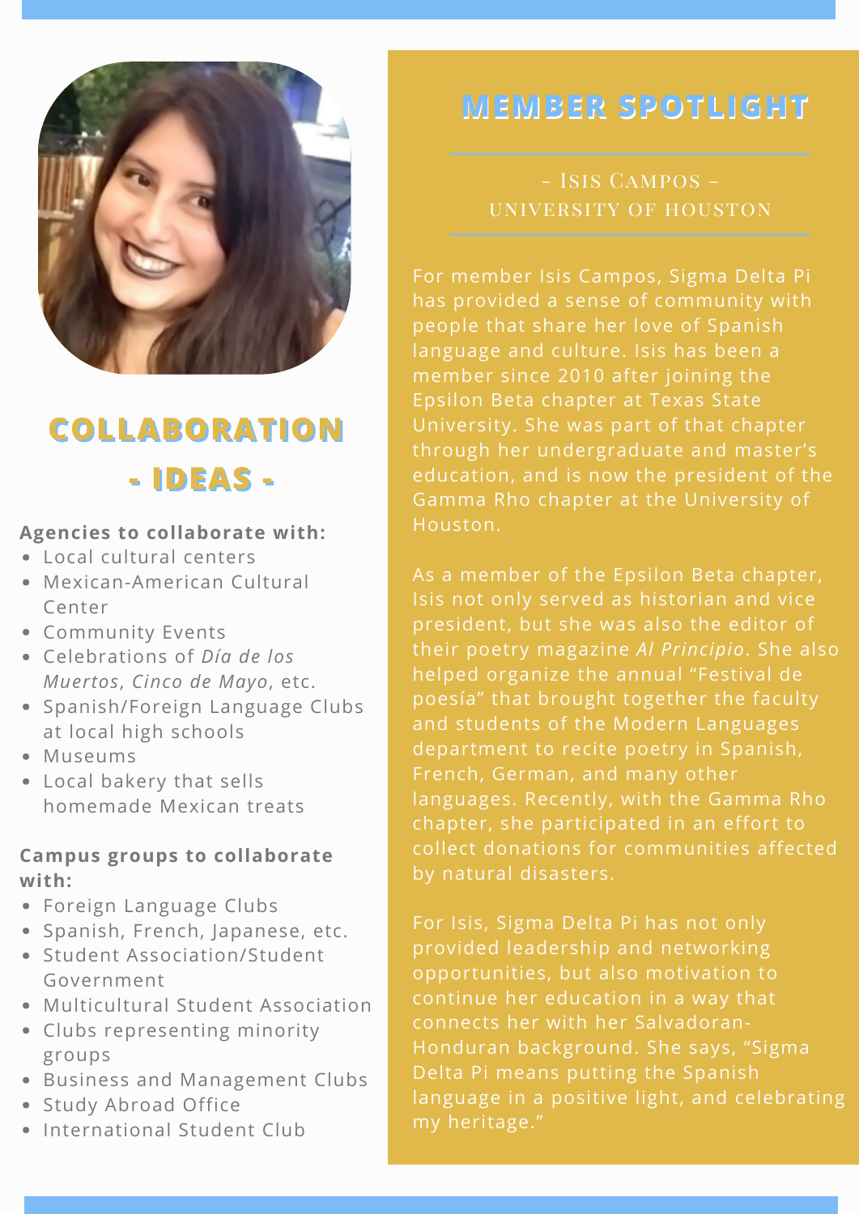## Member Spotlight

### - Isis Campos -
### University of Houston

For member Isis Campos, Sigma Delta Pi has provided a sense of community with people that share her love of Spanish language and culture. Isis has been a member since 2010 after joining the Epsilon Beta chapter at Texas State University. She was part of that chapter through her undergraduate and master's education, and is now the president of the Gamma Rho chapter at the University of Houston.

As a member of the Epsilon Beta chapter, Isis not only served as historian and vice president, but she was also the editor of their poetry magazine *Al Principio*. She also helped organize the annual "Festival de poesía" that brought together the faculty and students of the Modern Languages department to recite poetry in Spanish, French, German, and many other languages. Recently, with the Gamma Rho chapter, she participated in an effort to collect donations for communities affected by natural disasters.

For Isis, Sigma Delta Pi has not only provided leadership and networking opportunities, but also motivation to continue her education in a way that connects her with her Salvadoran-Honduran background. She says, "Sigma Delta Pi means putting the Spanish language in a positive light, and celebrating my heritage."

## Collaboration - Ideas -

**Agencies to collaborate with:**

- Local cultural centers
- Mexican-American Cultural Center
- Community Events
- Celebrations of *Día de los Muertos*, *Cinco de Mayo*, etc.
- Spanish/Foreign Language Clubs at local high schools
- Museums
- Local bakery that sells homemade Mexican treats

**Campus groups to collaborate with:**

- Foreign Language Clubs
- Spanish, French, Japanese, etc.
- Student Association/Student Government
- Multicultural Student Association
- Clubs representing minority groups
- Business and Management Clubs
- Study Abroad Office
- International Student Club